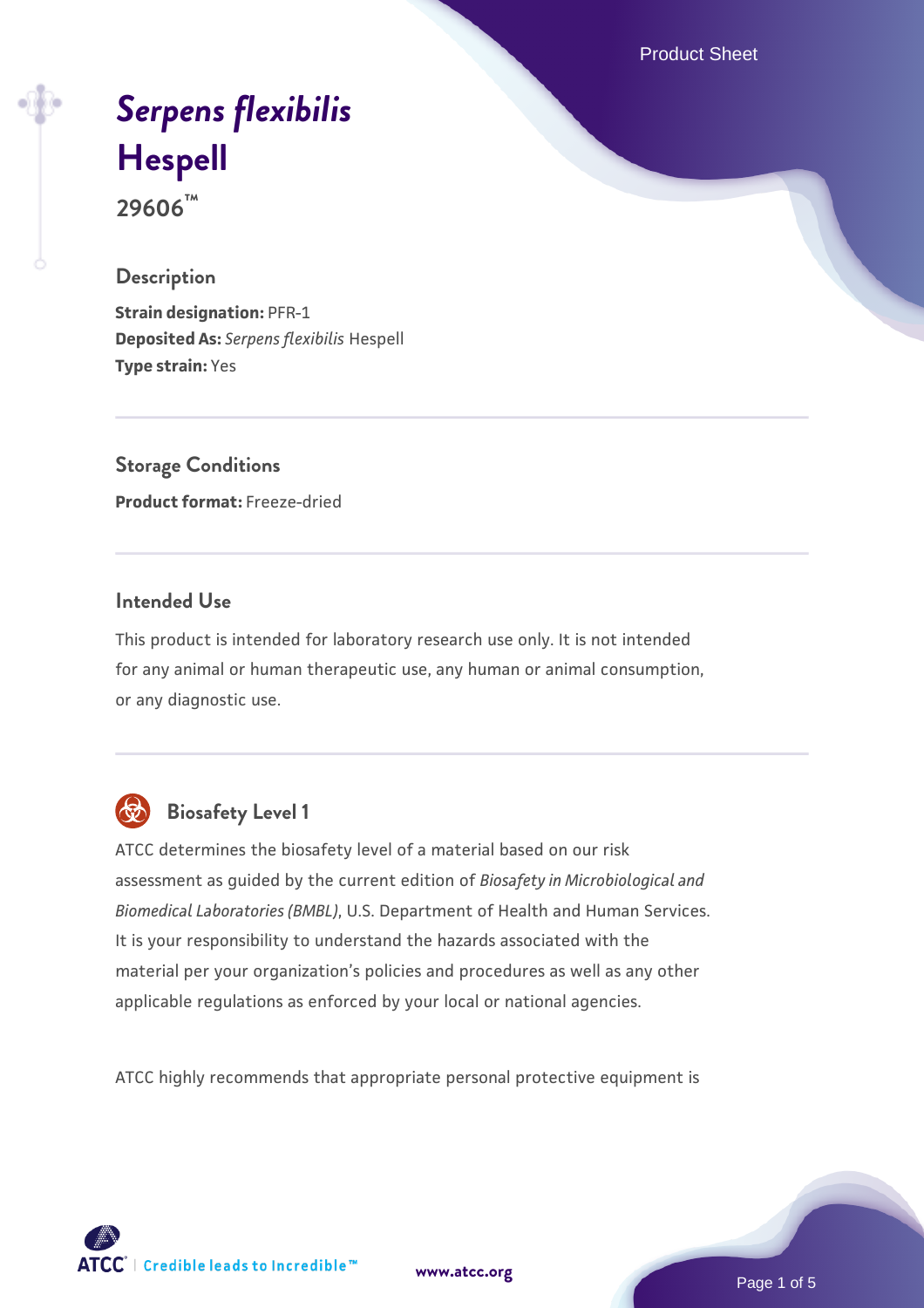# *Serpens flexibilis* Hespell

29606™

## Description

**Strain designation:** PFR-1
**Deposited As:** *Serpens flexibilis* Hespell
**Type strain:** Yes

## Storage Conditions

**Product format:** Freeze-dried

## Intended Use

This product is intended for laboratory research use only. It is not intended for any animal or human therapeutic use, any human or animal consumption, or any diagnostic use.

## Biosafety Level 1

ATCC determines the biosafety level of a material based on our risk assessment as guided by the current edition of *Biosafety in Microbiological and Biomedical Laboratories (BMBL)*, U.S. Department of Health and Human Services. It is your responsibility to understand the hazards associated with the material per your organization's policies and procedures as well as any other applicable regulations as enforced by your local or national agencies.

ATCC highly recommends that appropriate personal protective equipment is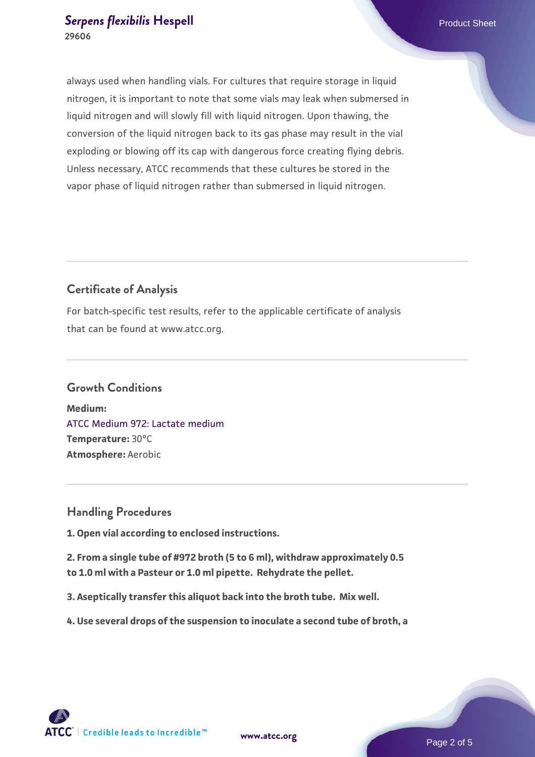always used when handling vials. For cultures that require storage in liquid nitrogen, it is important to note that some vials may leak when submersed in liquid nitrogen and will slowly fill with liquid nitrogen. Upon thawing, the conversion of the liquid nitrogen back to its gas phase may result in the vial exploding or blowing off its cap with dangerous force creating flying debris. Unless necessary, ATCC recommends that these cultures be stored in the vapor phase of liquid nitrogen rather than submersed in liquid nitrogen.

## Certificate of Analysis

For batch-specific test results, refer to the applicable certificate of analysis that can be found at www.atcc.org.

## Growth Conditions

**Medium:**
ATCC Medium 972: Lactate medium
**Temperature:** 30°C
**Atmosphere:** Aerobic

## Handling Procedures

**1. Open vial according to enclosed instructions.**

**2. From a single tube of #972 broth (5 to 6 ml), withdraw approximately 0.5 to 1.0 ml with a Pasteur or 1.0 ml pipette. Rehydrate the pellet.**

**3. Aseptically transfer this aliquot back into the broth tube. Mix well.**

**4. Use several drops of the suspension to inoculate a second tube of broth, a**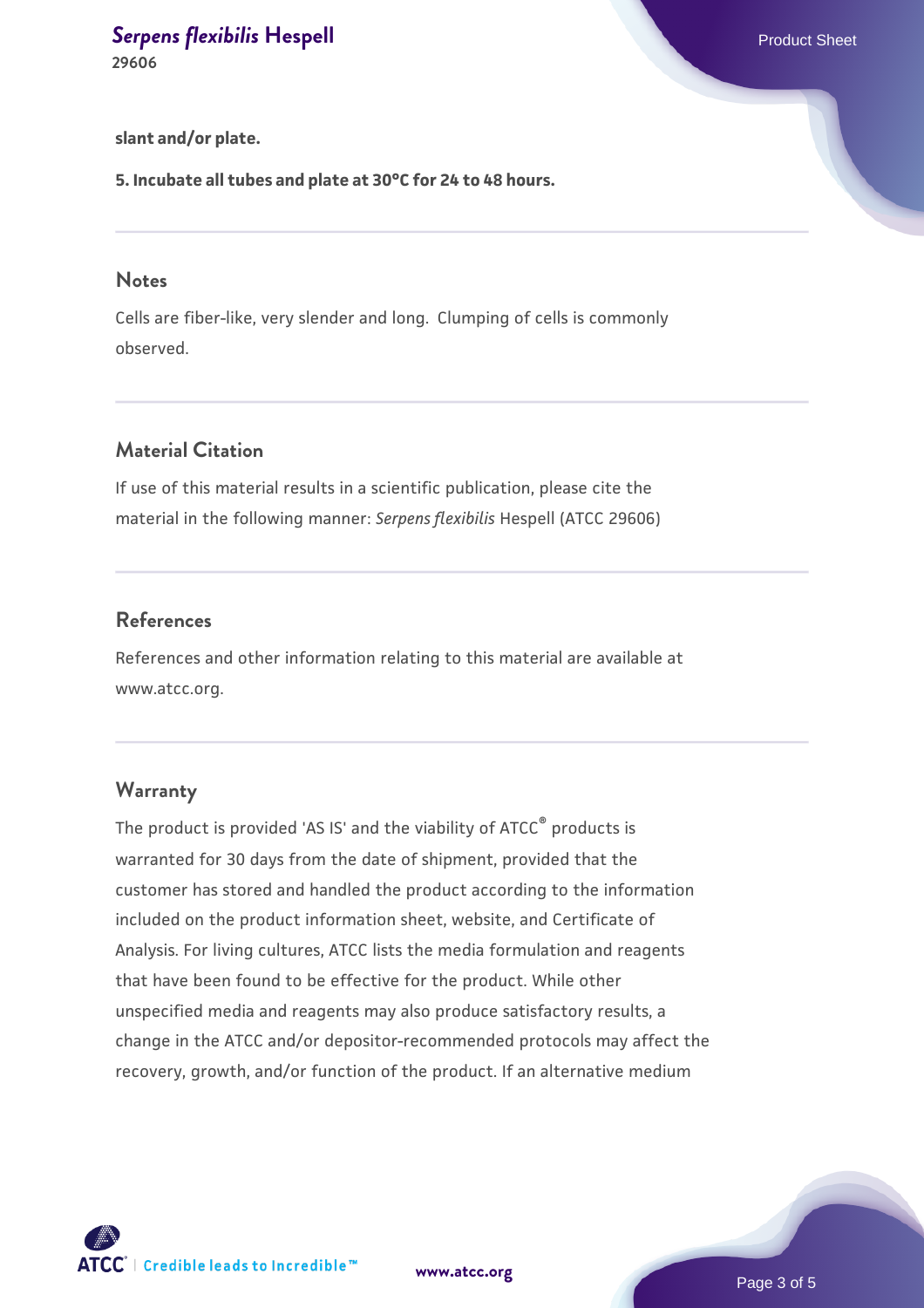**slant and/or plate.**

**5. Incubate all tubes and plate at 30°C for 24 to 48 hours.**

## Notes

Cells are fiber-like, very slender and long. Clumping of cells is commonly observed.

## Material Citation

If use of this material results in a scientific publication, please cite the material in the following manner: *Serpens flexibilis* Hespell (ATCC 29606)

## References

References and other information relating to this material are available at www.atcc.org.

## Warranty

The product is provided 'AS IS' and the viability of ATCC® products is warranted for 30 days from the date of shipment, provided that the customer has stored and handled the product according to the information included on the product information sheet, website, and Certificate of Analysis. For living cultures, ATCC lists the media formulation and reagents that have been found to be effective for the product. While other unspecified media and reagents may also produce satisfactory results, a change in the ATCC and/or depositor-recommended protocols may affect the recovery, growth, and/or function of the product. If an alternative medium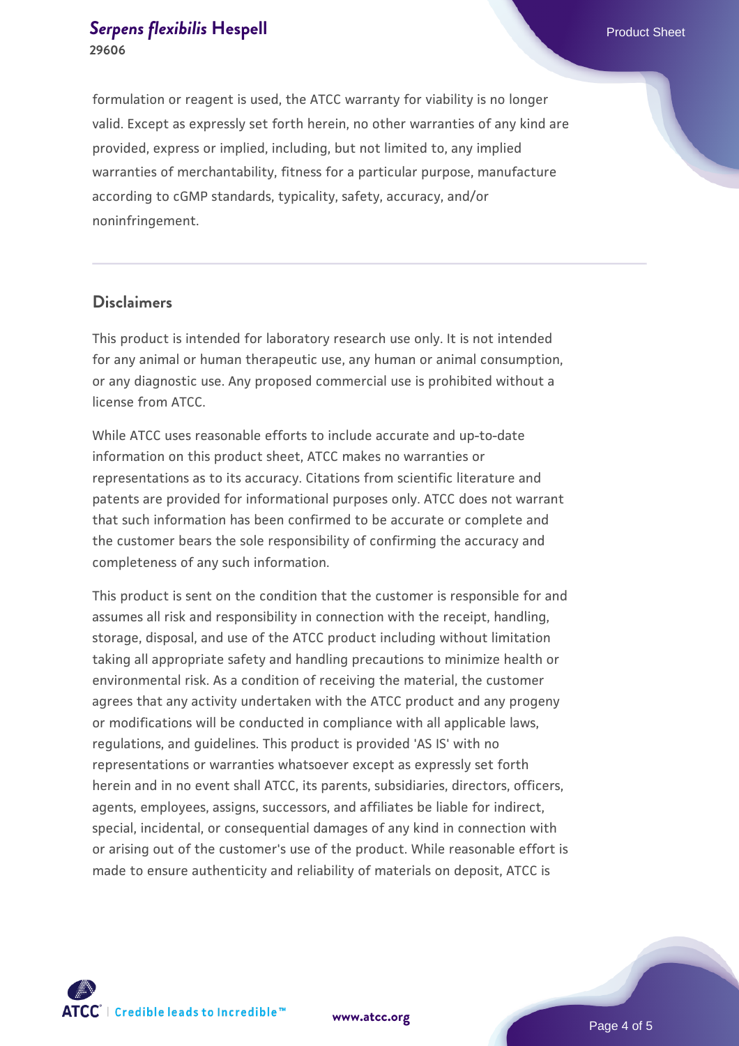formulation or reagent is used, the ATCC warranty for viability is no longer valid. Except as expressly set forth herein, no other warranties of any kind are provided, express or implied, including, but not limited to, any implied warranties of merchantability, fitness for a particular purpose, manufacture according to cGMP standards, typicality, safety, accuracy, and/or noninfringement.

## Disclaimers

This product is intended for laboratory research use only. It is not intended for any animal or human therapeutic use, any human or animal consumption, or any diagnostic use. Any proposed commercial use is prohibited without a license from ATCC.

While ATCC uses reasonable efforts to include accurate and up-to-date information on this product sheet, ATCC makes no warranties or representations as to its accuracy. Citations from scientific literature and patents are provided for informational purposes only. ATCC does not warrant that such information has been confirmed to be accurate or complete and the customer bears the sole responsibility of confirming the accuracy and completeness of any such information.

This product is sent on the condition that the customer is responsible for and assumes all risk and responsibility in connection with the receipt, handling, storage, disposal, and use of the ATCC product including without limitation taking all appropriate safety and handling precautions to minimize health or environmental risk. As a condition of receiving the material, the customer agrees that any activity undertaken with the ATCC product and any progeny or modifications will be conducted in compliance with all applicable laws, regulations, and guidelines. This product is provided 'AS IS' with no representations or warranties whatsoever except as expressly set forth herein and in no event shall ATCC, its parents, subsidiaries, directors, officers, agents, employees, assigns, successors, and affiliates be liable for indirect, special, incidental, or consequential damages of any kind in connection with or arising out of the customer's use of the product. While reasonable effort is made to ensure authenticity and reliability of materials on deposit, ATCC is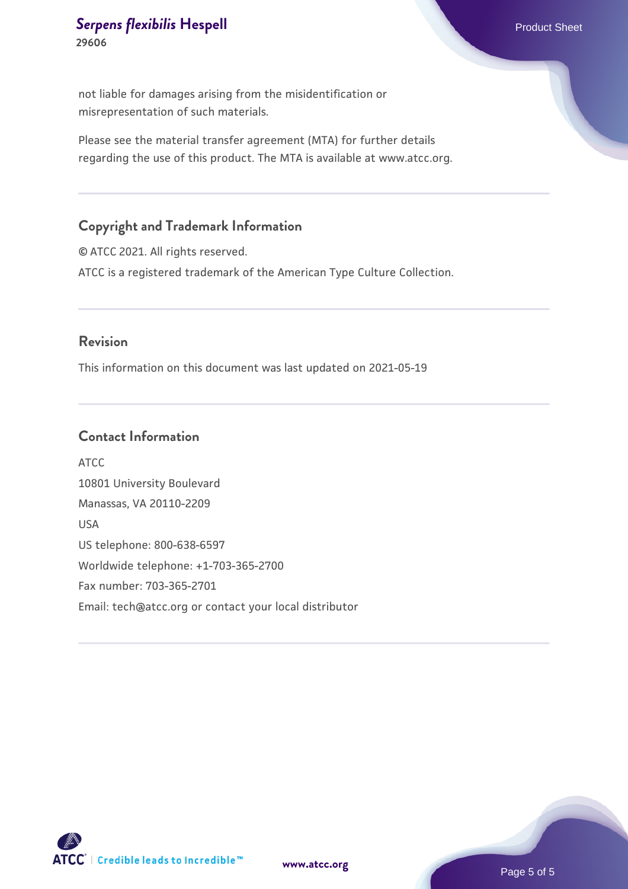not liable for damages arising from the misidentification or misrepresentation of such materials.

Please see the material transfer agreement (MTA) for further details regarding the use of this product. The MTA is available at www.atcc.org.

## Copyright and Trademark Information

© ATCC 2021. All rights reserved.

ATCC is a registered trademark of the American Type Culture Collection.

## Revision

This information on this document was last updated on 2021-05-19

## Contact Information

ATCC
10801 University Boulevard
Manassas, VA 20110-2209
USA
US telephone: 800-638-6597
Worldwide telephone: +1-703-365-2700
Fax number: 703-365-2701
Email: tech@atcc.org or contact your local distributor